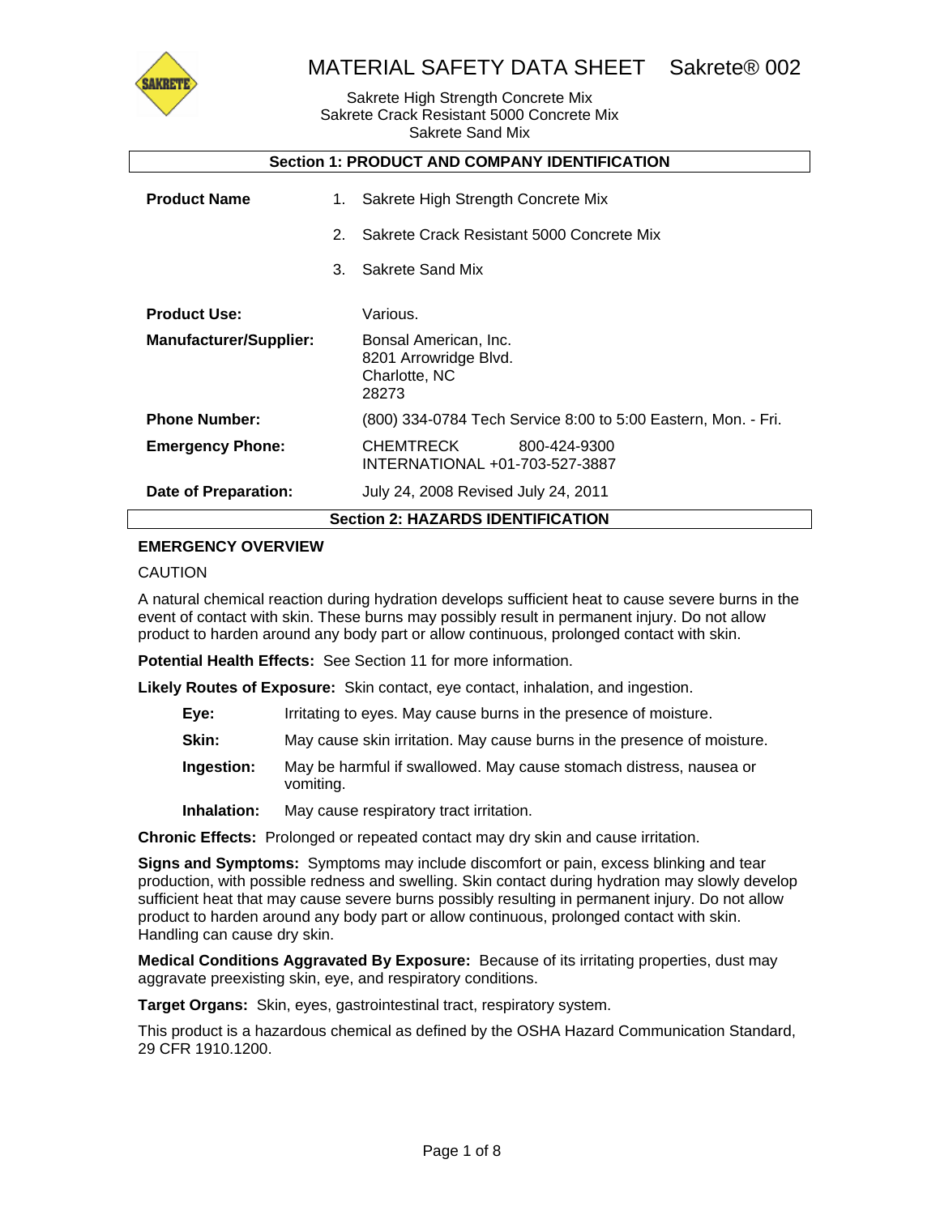# MATERIAL SAFETY DATA SHEET Sakrete® 002

Sakrete High Strength Concrete Mix
Sakrete Crack Resistant 5000 Concrete Mix
Sakrete Sand Mix

## Section 1: PRODUCT AND COMPANY IDENTIFICATION

**Product Name**

1. Sakrete High Strength Concrete Mix
2. Sakrete Crack Resistant 5000 Concrete Mix
3. Sakrete Sand Mix

**Product Use:** Various.

**Manufacturer/Supplier:** Bonsal American, Inc.
8201 Arrowridge Blvd.
Charlotte, NC
28273

**Phone Number:** (800) 334-0784 Tech Service 8:00 to 5:00 Eastern, Mon. - Fri.

**Emergency Phone:** CHEMTRECK 800-424-9300
INTERNATIONAL +01-703-527-3887

**Date of Preparation:** July 24, 2008 Revised July 24, 2011

## Section 2: HAZARDS IDENTIFICATION

**EMERGENCY OVERVIEW**

CAUTION

A natural chemical reaction during hydration develops sufficient heat to cause severe burns in the event of contact with skin. These burns may possibly result in permanent injury. Do not allow product to harden around any body part or allow continuous, prolonged contact with skin.

**Potential Health Effects:** See Section 11 for more information.

**Likely Routes of Exposure:** Skin contact, eye contact, inhalation, and ingestion.

- **Eye:** Irritating to eyes. May cause burns in the presence of moisture.
- **Skin:** May cause skin irritation. May cause burns in the presence of moisture.
- **Ingestion:** May be harmful if swallowed. May cause stomach distress, nausea or vomiting.
- **Inhalation:** May cause respiratory tract irritation.

**Chronic Effects:** Prolonged or repeated contact may dry skin and cause irritation.

**Signs and Symptoms:** Symptoms may include discomfort or pain, excess blinking and tear production, with possible redness and swelling. Skin contact during hydration may slowly develop sufficient heat that may cause severe burns possibly resulting in permanent injury. Do not allow product to harden around any body part or allow continuous, prolonged contact with skin. Handling can cause dry skin.

**Medical Conditions Aggravated By Exposure:** Because of its irritating properties, dust may aggravate preexisting skin, eye, and respiratory conditions.

**Target Organs:** Skin, eyes, gastrointestinal tract, respiratory system.

This product is a hazardous chemical as defined by the OSHA Hazard Communication Standard, 29 CFR 1910.1200.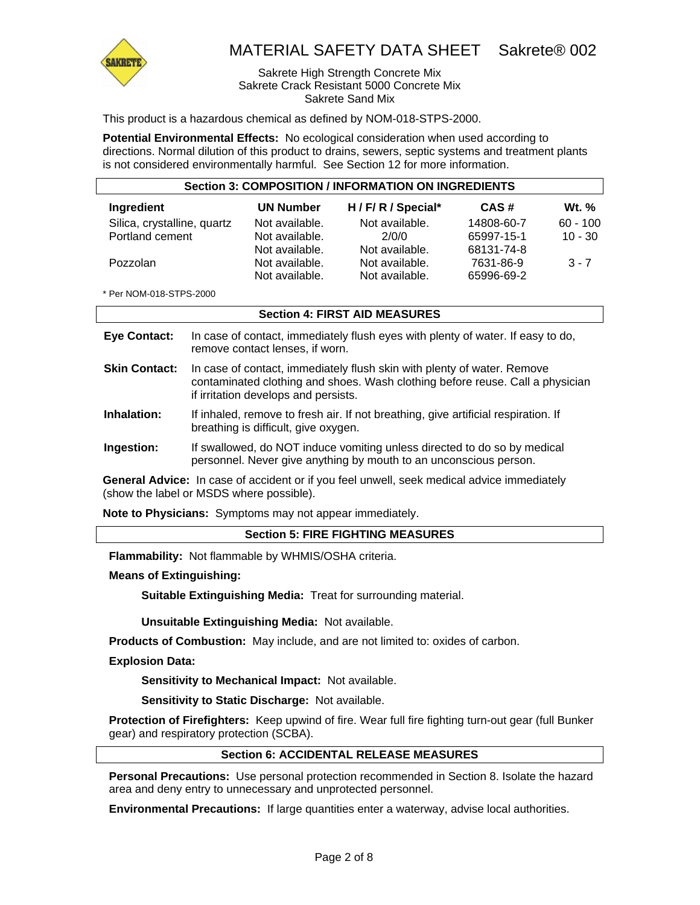# MATERIAL SAFETY DATA SHEET Sakrete® 002

Sakrete High Strength Concrete Mix
Sakrete Crack Resistant 5000 Concrete Mix
Sakrete Sand Mix

This product is a hazardous chemical as defined by NOM-018-STPS-2000.

**Potential Environmental Effects:** No ecological consideration when used according to directions. Normal dilution of this product to drains, sewers, septic systems and treatment plants is not considered environmentally harmful. See Section 12 for more information.

## Section 3: COMPOSITION / INFORMATION ON INGREDIENTS

| Ingredient | UN Number | H / F/ R / Special* | CAS # | Wt. % |
|---|---|---|---|---|
| Silica, crystalline, quartz | Not available. | Not available. | 14808-60-7 | 60 - 100 |
| Portland cement | Not available. | 2/0/0 | 65997-15-1 | 10 - 30 |
| | Not available. | Not available. | 68131-74-8 | |
| Pozzolan | Not available. | Not available. | 7631-86-9 | 3 - 7 |
| | Not available. | Not available. | 65996-69-2 | |

\* Per NOM-018-STPS-2000

## Section 4: FIRST AID MEASURES

**Eye Contact:** In case of contact, immediately flush eyes with plenty of water. If easy to do, remove contact lenses, if worn.

**Skin Contact:** In case of contact, immediately flush skin with plenty of water. Remove contaminated clothing and shoes. Wash clothing before reuse. Call a physician if irritation develops and persists.

**Inhalation:** If inhaled, remove to fresh air. If not breathing, give artificial respiration. If breathing is difficult, give oxygen.

**Ingestion:** If swallowed, do NOT induce vomiting unless directed to do so by medical personnel. Never give anything by mouth to an unconscious person.

**General Advice:** In case of accident or if you feel unwell, seek medical advice immediately (show the label or MSDS where possible).

**Note to Physicians:** Symptoms may not appear immediately.

## Section 5: FIRE FIGHTING MEASURES

**Flammability:** Not flammable by WHMIS/OSHA criteria.

**Means of Extinguishing:**

**Suitable Extinguishing Media:** Treat for surrounding material.

**Unsuitable Extinguishing Media:** Not available.

**Products of Combustion:** May include, and are not limited to: oxides of carbon.

**Explosion Data:**

**Sensitivity to Mechanical Impact:** Not available.

**Sensitivity to Static Discharge:** Not available.

**Protection of Firefighters:** Keep upwind of fire. Wear full fire fighting turn-out gear (full Bunker gear) and respiratory protection (SCBA).

## Section 6: ACCIDENTAL RELEASE MEASURES

**Personal Precautions:** Use personal protection recommended in Section 8. Isolate the hazard area and deny entry to unnecessary and unprotected personnel.

**Environmental Precautions:** If large quantities enter a waterway, advise local authorities.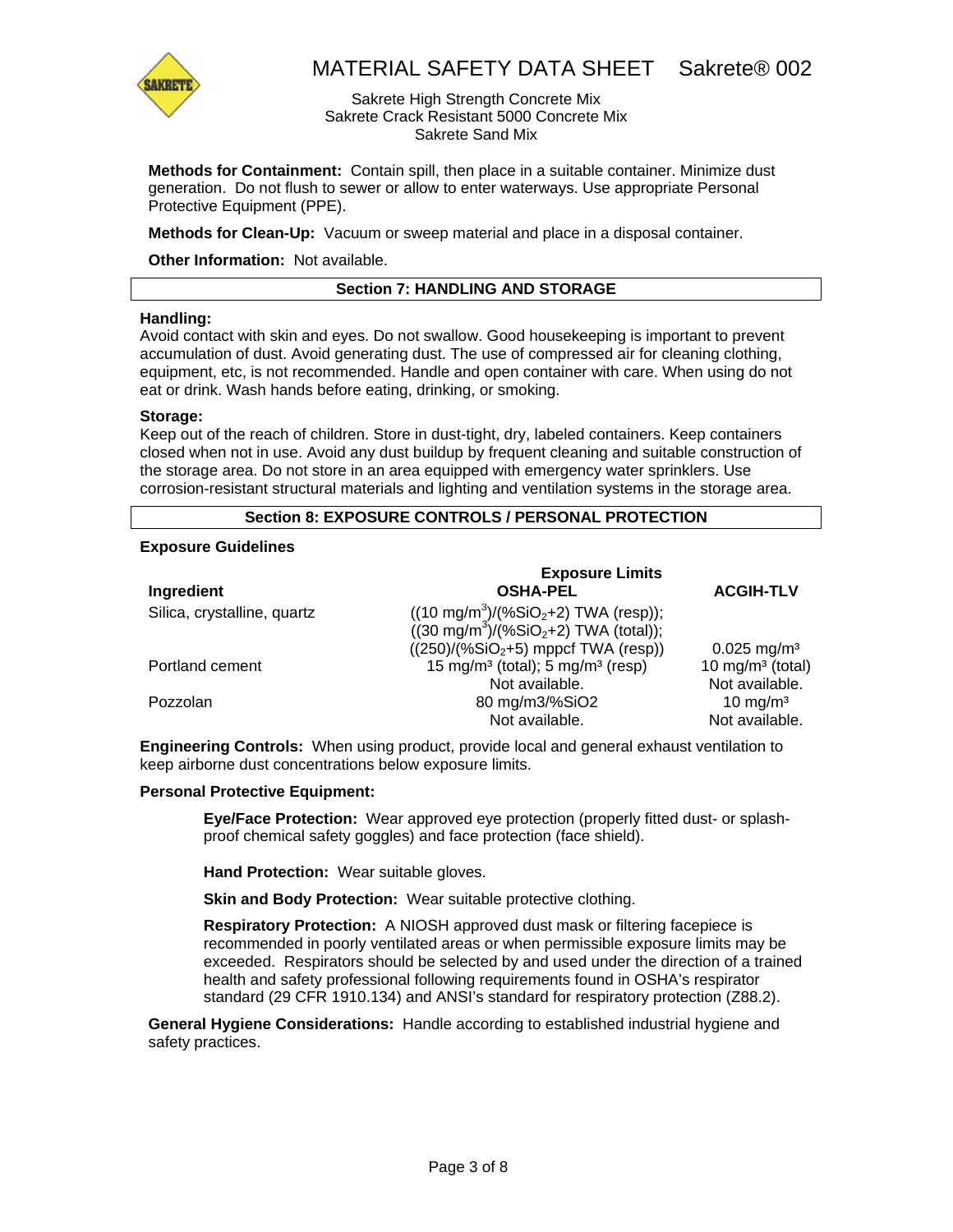**Methods for Containment:** Contain spill, then place in a suitable container. Minimize dust generation. Do not flush to sewer or allow to enter waterways. Use appropriate Personal Protective Equipment (PPE).

**Methods for Clean-Up:** Vacuum or sweep material and place in a disposal container.

**Other Information:** Not available.

## Section 7: HANDLING AND STORAGE

**Handling:**
Avoid contact with skin and eyes. Do not swallow. Good housekeeping is important to prevent accumulation of dust. Avoid generating dust. The use of compressed air for cleaning clothing, equipment, etc, is not recommended. Handle and open container with care. When using do not eat or drink. Wash hands before eating, drinking, or smoking.

**Storage:**
Keep out of the reach of children. Store in dust-tight, dry, labeled containers. Keep containers closed when not in use. Avoid any dust buildup by frequent cleaning and suitable construction of the storage area. Do not store in an area equipped with emergency water sprinklers. Use corrosion-resistant structural materials and lighting and ventilation systems in the storage area.

## Section 8: EXPOSURE CONTROLS / PERSONAL PROTECTION

**Exposure Guidelines**

| | Exposure Limits | |
|---|---|---|
| **Ingredient** | **OSHA-PEL** | **ACGIH-TLV** |
| Silica, crystalline, quartz | ((10 $mg/m^3$)/(% $SiO_2$+2) TWA (resp)); ((30 $mg/m^3$)/(% $SiO_2$+2) TWA (total)); ((250)/(% $SiO_2$+5) mppcf TWA (resp)) | 0.025 $mg/m^3$ |
| Portland cement | 15 $mg/m^3$ (total); 5 $mg/m^3$ (resp) | 10 $mg/m^3$ (total) |
| | Not available. | Not available. |
| Pozzolan | 80 mg/m3/%SiO2 | 10 $mg/m^3$ |
| | Not available. | Not available. |

**Engineering Controls:** When using product, provide local and general exhaust ventilation to keep airborne dust concentrations below exposure limits.

**Personal Protective Equipment:**

**Eye/Face Protection:** Wear approved eye protection (properly fitted dust- or splash-proof chemical safety goggles) and face protection (face shield).

**Hand Protection:** Wear suitable gloves.

**Skin and Body Protection:** Wear suitable protective clothing.

**Respiratory Protection:** A NIOSH approved dust mask or filtering facepiece is recommended in poorly ventilated areas or when permissible exposure limits may be exceeded. Respirators should be selected by and used under the direction of a trained health and safety professional following requirements found in OSHA's respirator standard (29 CFR 1910.134) and ANSI's standard for respiratory protection (Z88.2).

**General Hygiene Considerations:** Handle according to established industrial hygiene and safety practices.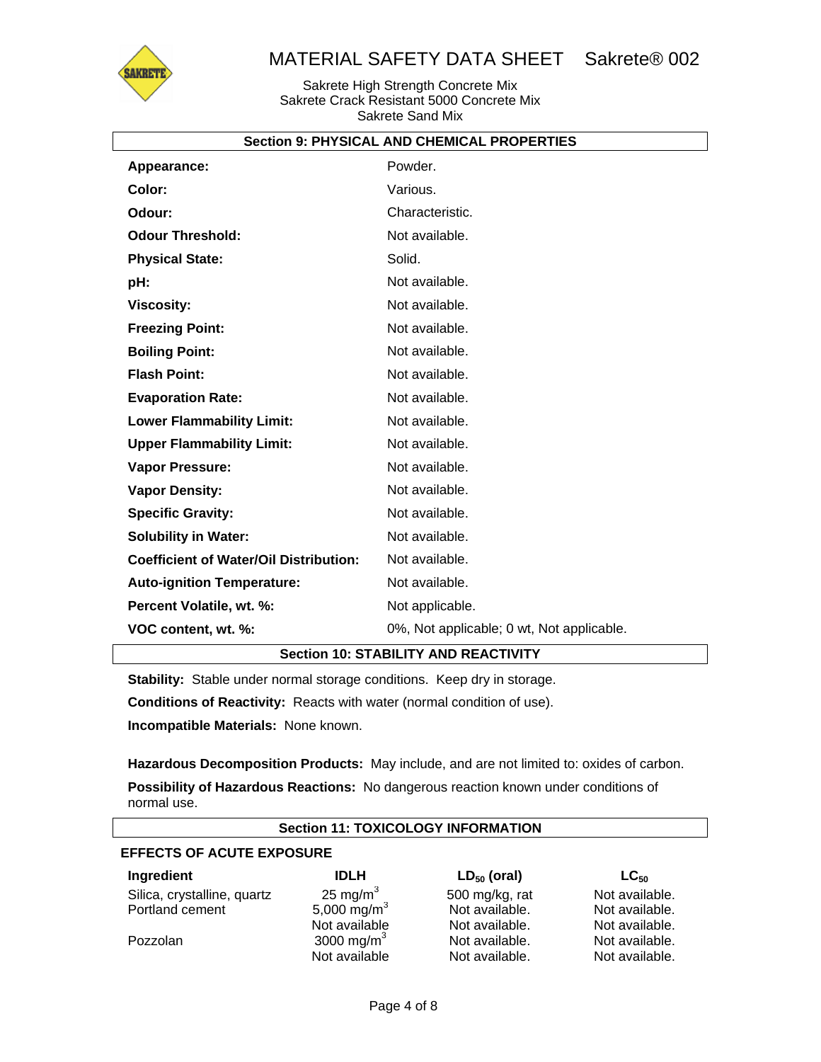# MATERIAL SAFETY DATA SHEET Sakrete® 002

Sakrete High Strength Concrete Mix
Sakrete Crack Resistant 5000 Concrete Mix
Sakrete Sand Mix

## Section 9: PHYSICAL AND CHEMICAL PROPERTIES

| | |
|---|---|
| **Appearance:** | Powder. |
| **Color:** | Various. |
| **Odour:** | Characteristic. |
| **Odour Threshold:** | Not available. |
| **Physical State:** | Solid. |
| **pH:** | Not available. |
| **Viscosity:** | Not available. |
| **Freezing Point:** | Not available. |
| **Boiling Point:** | Not available. |
| **Flash Point:** | Not available. |
| **Evaporation Rate:** | Not available. |
| **Lower Flammability Limit:** | Not available. |
| **Upper Flammability Limit:** | Not available. |
| **Vapor Pressure:** | Not available. |
| **Vapor Density:** | Not available. |
| **Specific Gravity:** | Not available. |
| **Solubility in Water:** | Not available. |
| **Coefficient of Water/Oil Distribution:** | Not available. |
| **Auto-ignition Temperature:** | Not available. |
| **Percent Volatile, wt. %:** | Not applicable. |
| **VOC content, wt. %:** | 0%, Not applicable; 0 wt, Not applicable. |

## Section 10: STABILITY AND REACTIVITY

**Stability:** Stable under normal storage conditions. Keep dry in storage.

**Conditions of Reactivity:** Reacts with water (normal condition of use).

**Incompatible Materials:** None known.

**Hazardous Decomposition Products:** May include, and are not limited to: oxides of carbon.

**Possibility of Hazardous Reactions:** No dangerous reaction known under conditions of normal use.

## Section 11: TOXICOLOGY INFORMATION

### EFFECTS OF ACUTE EXPOSURE

| Ingredient | IDLH | $LD_{50}$ (oral) | $LC_{50}$ |
|---|---|---|---|
| Silica, crystalline, quartz | 25 mg/m$^3$ | 500 mg/kg, rat | Not available. |
| Portland cement | 5,000 mg/m$^3$ | Not available. | Not available. |
| | Not available | Not available. | Not available. |
| Pozzolan | 3000 mg/m$^3$ | Not available. | Not available. |
| | Not available | Not available. | Not available. |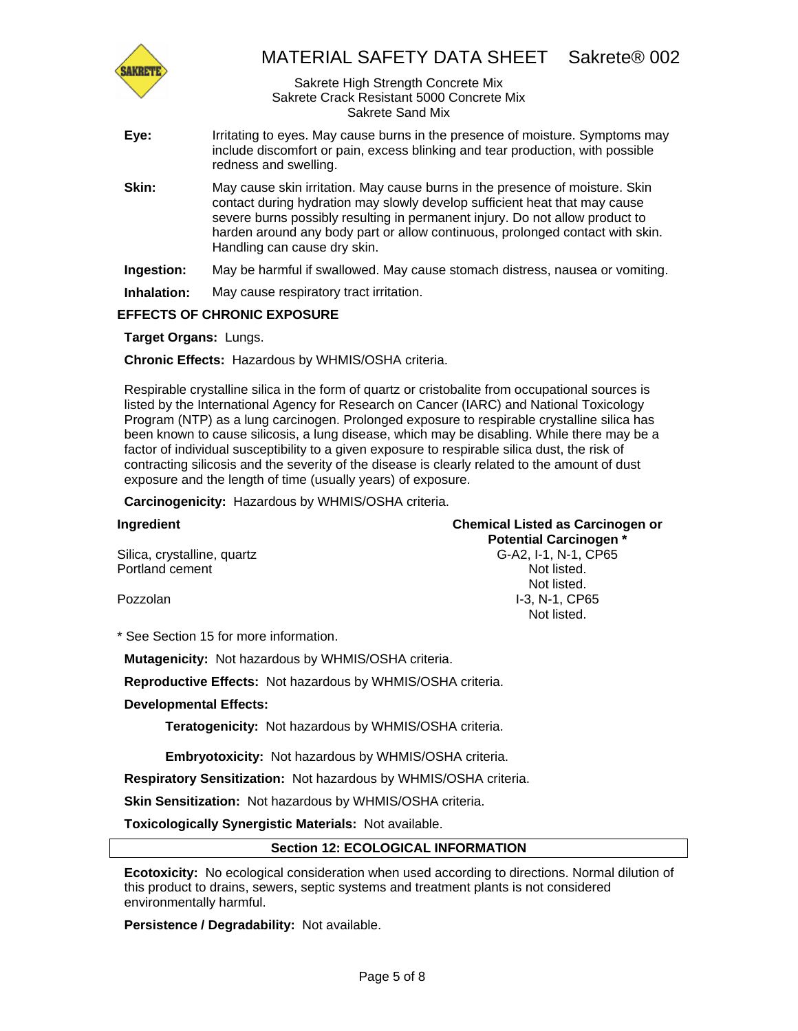**Eye:** Irritating to eyes. May cause burns in the presence of moisture. Symptoms may include discomfort or pain, excess blinking and tear production, with possible redness and swelling.

**Skin:** May cause skin irritation. May cause burns in the presence of moisture. Skin contact during hydration may slowly develop sufficient heat that may cause severe burns possibly resulting in permanent injury. Do not allow product to harden around any body part or allow continuous, prolonged contact with skin. Handling can cause dry skin.

**Ingestion:** May be harmful if swallowed. May cause stomach distress, nausea or vomiting.

**Inhalation:** May cause respiratory tract irritation.

### EFFECTS OF CHRONIC EXPOSURE

**Target Organs:** Lungs.

**Chronic Effects:** Hazardous by WHMIS/OSHA criteria.

Respirable crystalline silica in the form of quartz or cristobalite from occupational sources is listed by the International Agency for Research on Cancer (IARC) and National Toxicology Program (NTP) as a lung carcinogen. Prolonged exposure to respirable crystalline silica has been known to cause silicosis, a lung disease, which may be disabling. While there may be a factor of individual susceptibility to a given exposure to respirable silica dust, the risk of contracting silicosis and the severity of the disease is clearly related to the amount of dust exposure and the length of time (usually years) of exposure.

**Carcinogenicity:** Hazardous by WHMIS/OSHA criteria.

| Ingredient | Chemical Listed as Carcinogen or Potential Carcinogen * |
|---|---|
| Silica, crystalline, quartz | G-A2, I-1, N-1, CP65 |
| Portland cement | Not listed. |
| | Not listed. |
| Pozzolan | I-3, N-1, CP65 |
| | Not listed. |

\* See Section 15 for more information.

**Mutagenicity:** Not hazardous by WHMIS/OSHA criteria.

**Reproductive Effects:** Not hazardous by WHMIS/OSHA criteria.

**Developmental Effects:**

**Teratogenicity:** Not hazardous by WHMIS/OSHA criteria.

**Embryotoxicity:** Not hazardous by WHMIS/OSHA criteria.

**Respiratory Sensitization:** Not hazardous by WHMIS/OSHA criteria.

**Skin Sensitization:** Not hazardous by WHMIS/OSHA criteria.

**Toxicologically Synergistic Materials:** Not available.

## Section 12: ECOLOGICAL INFORMATION

**Ecotoxicity:** No ecological consideration when used according to directions. Normal dilution of this product to drains, sewers, septic systems and treatment plants is not considered environmentally harmful.

**Persistence / Degradability:** Not available.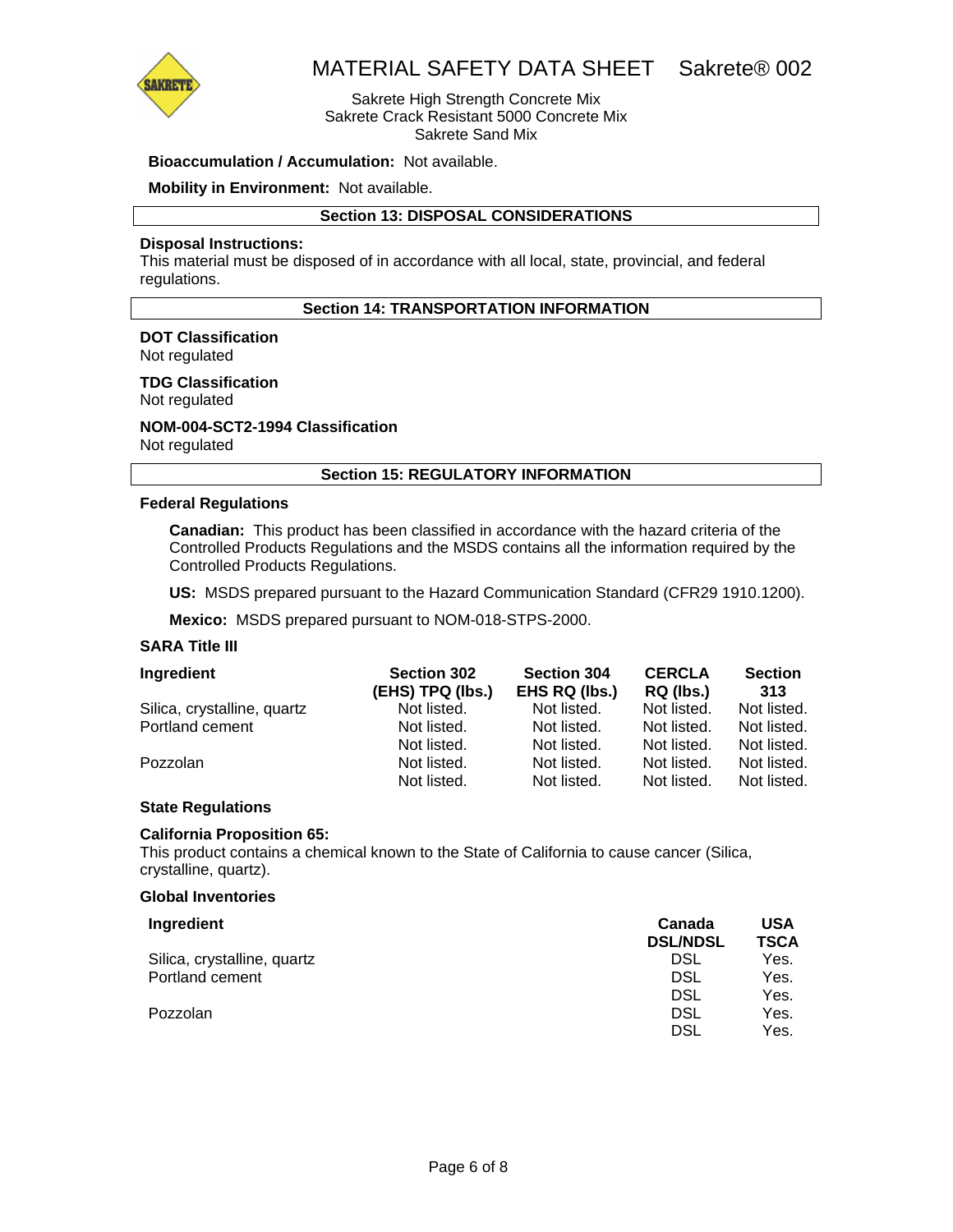**Bioaccumulation / Accumulation:** Not available.

**Mobility in Environment:** Not available.

## Section 13: DISPOSAL CONSIDERATIONS

**Disposal Instructions:**
This material must be disposed of in accordance with all local, state, provincial, and federal regulations.

## Section 14: TRANSPORTATION INFORMATION

**DOT Classification**
Not regulated

**TDG Classification**
Not regulated

**NOM-004-SCT2-1994 Classification**
Not regulated

## Section 15: REGULATORY INFORMATION

**Federal Regulations**

**Canadian:** This product has been classified in accordance with the hazard criteria of the Controlled Products Regulations and the MSDS contains all the information required by the Controlled Products Regulations.

**US:** MSDS prepared pursuant to the Hazard Communication Standard (CFR29 1910.1200).

**Mexico:** MSDS prepared pursuant to NOM-018-STPS-2000.

**SARA Title III**

| Ingredient | Section 302 (EHS) TPQ (lbs.) | Section 304 EHS RQ (lbs.) | CERCLA RQ (lbs.) | Section 313 |
|---|---|---|---|---|
| Silica, crystalline, quartz | Not listed. | Not listed. | Not listed. | Not listed. |
| Portland cement | Not listed. | Not listed. | Not listed. | Not listed. |
| | Not listed. | Not listed. | Not listed. | Not listed. |
| Pozzolan | Not listed. | Not listed. | Not listed. | Not listed. |
| | Not listed. | Not listed. | Not listed. | Not listed. |

**State Regulations**

**California Proposition 65:**
This product contains a chemical known to the State of California to cause cancer (Silica, crystalline, quartz).

**Global Inventories**

| Ingredient | Canada DSL/NDSL | USA TSCA |
|---|---|---|
| Silica, crystalline, quartz | DSL | Yes. |
| Portland cement | DSL | Yes. |
| | DSL | Yes. |
| Pozzolan | DSL | Yes. |
| | DSL | Yes. |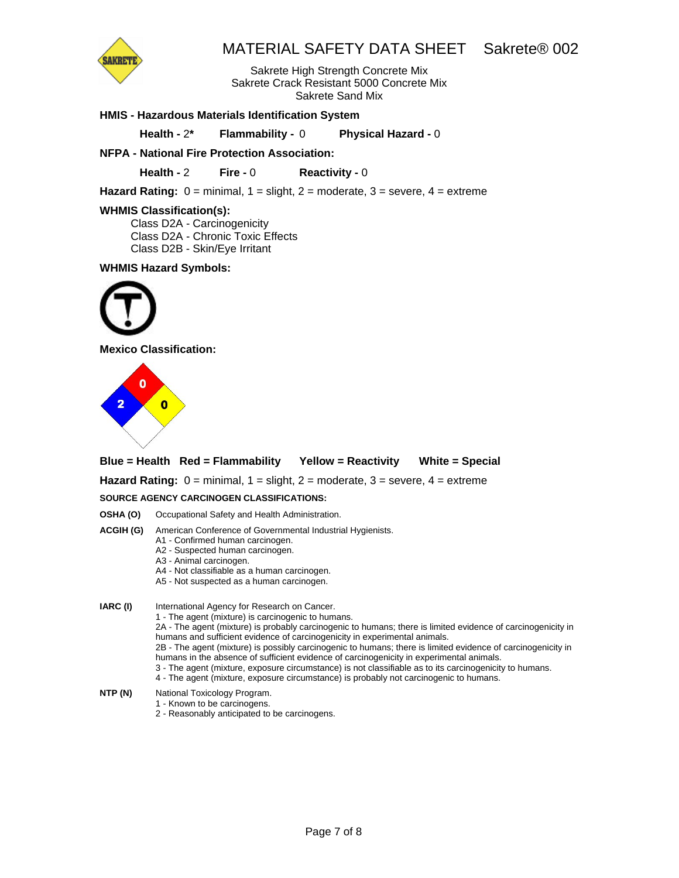# MATERIAL SAFETY DATA SHEET Sakrete® 002

Sakrete High Strength Concrete Mix
Sakrete Crack Resistant 5000 Concrete Mix
Sakrete Sand Mix

**HMIS - Hazardous Materials Identification System**

**Health -** 2* **Flammability -** 0 **Physical Hazard -** 0

**NFPA - National Fire Protection Association:**

**Health -** 2 **Fire -** 0 **Reactivity -** 0

**Hazard Rating:** 0 = minimal, 1 = slight, 2 = moderate, 3 = severe, 4 = extreme

**WHMIS Classification(s):**

Class D2A - Carcinogenicity
Class D2A - Chronic Toxic Effects
Class D2B - Skin/Eye Irritant

**WHMIS Hazard Symbols:**

**Mexico Classification:**

**Blue = Health** **Red = Flammability** **Yellow = Reactivity** **White = Special**

**Hazard Rating:** 0 = minimal, 1 = slight, 2 = moderate, 3 = severe, 4 = extreme

**SOURCE AGENCY CARCINOGEN CLASSIFICATIONS:**

**OSHA (O)** Occupational Safety and Health Administration.

**ACGIH (G)** American Conference of Governmental Industrial Hygienists.
- A1 - Confirmed human carcinogen.
- A2 - Suspected human carcinogen.
- A3 - Animal carcinogen.
- A4 - Not classifiable as a human carcinogen.
- A5 - Not suspected as a human carcinogen.

**IARC (I)** International Agency for Research on Cancer.
- 1 - The agent (mixture) is carcinogenic to humans.
- 2A - The agent (mixture) is probably carcinogenic to humans; there is limited evidence of carcinogenicity in humans and sufficient evidence of carcinogenicity in experimental animals.
- 2B - The agent (mixture) is possibly carcinogenic to humans; there is limited evidence of carcinogenicity in humans in the absence of sufficient evidence of carcinogenicity in experimental animals.
- 3 - The agent (mixture, exposure circumstance) is not classifiable as to its carcinogenicity to humans.
- 4 - The agent (mixture, exposure circumstance) is probably not carcinogenic to humans.

**NTP (N)** National Toxicology Program.
- 1 - Known to be carcinogens.
- 2 - Reasonably anticipated to be carcinogens.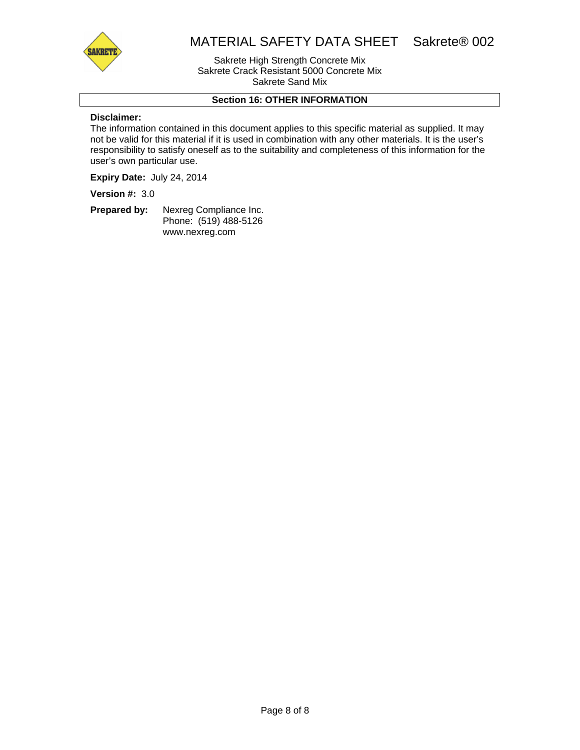## Section 16: OTHER INFORMATION

**Disclaimer:**
The information contained in this document applies to this specific material as supplied. It may not be valid for this material if it is used in combination with any other materials. It is the user's responsibility to satisfy oneself as to the suitability and completeness of this information for the user's own particular use.

**Expiry Date:** July 24, 2014

**Version #:** 3.0

**Prepared by:** Nexreg Compliance Inc.
Phone: (519) 488-5126
www.nexreg.com